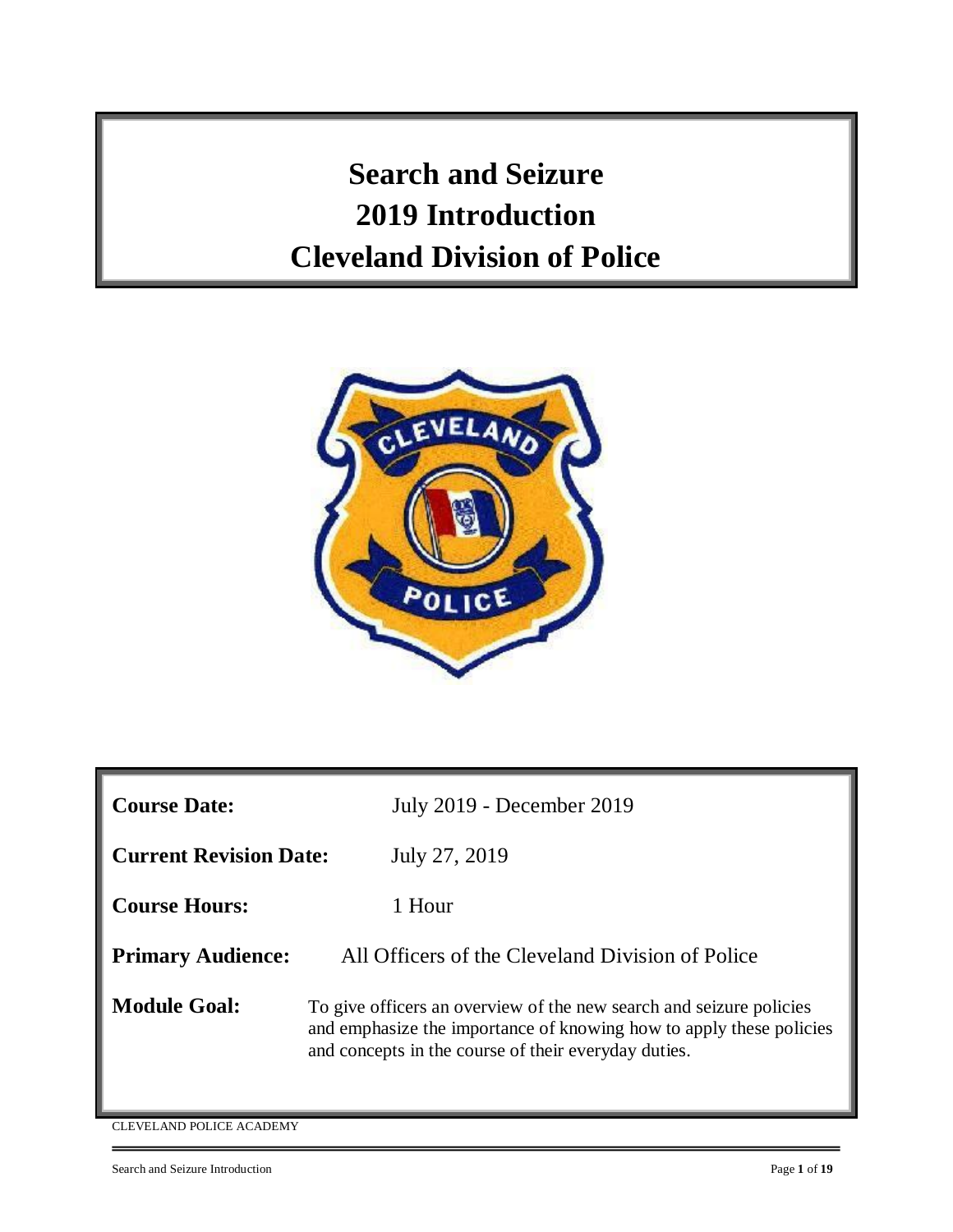# Search and Seizure
# 2019 Introduction
# Cleveland Division of Police

**Course Date:** July 2019 - December 2019

**Current Revision Date:** July 27, 2019

**Course Hours:** 1 Hour

**Primary Audience:** All Officers of the Cleveland Division of Police

**Module Goal:** To give officers an overview of the new search and seizure policies and emphasize the importance of knowing how to apply these policies and concepts in the course of their everyday duties.

CLEVELAND POLICE ACADEMY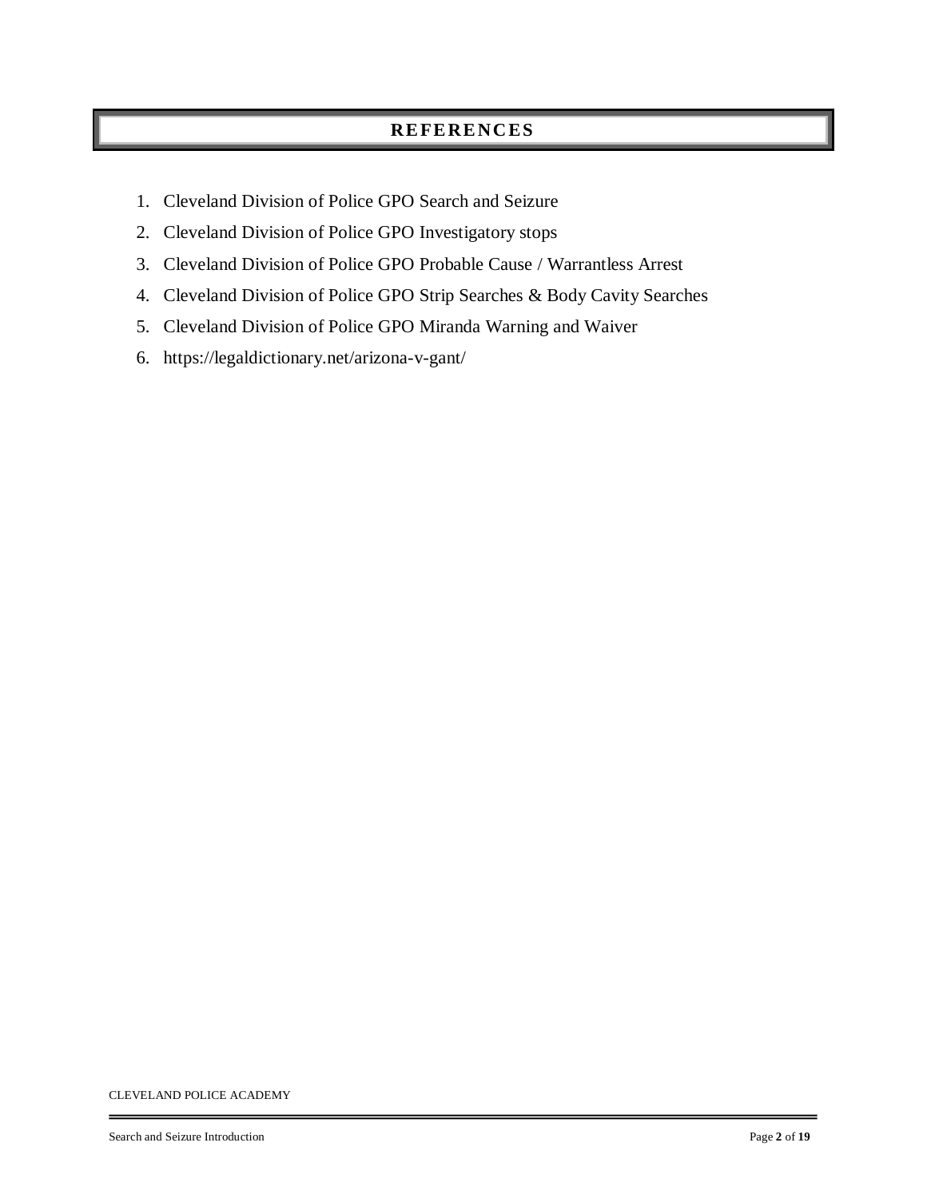## REFERENCES

1. Cleveland Division of Police GPO Search and Seizure
2. Cleveland Division of Police GPO Investigatory stops
3. Cleveland Division of Police GPO Probable Cause / Warrantless Arrest
4. Cleveland Division of Police GPO Strip Searches & Body Cavity Searches
5. Cleveland Division of Police GPO Miranda Warning and Waiver
6. https://legaldictionary.net/arizona-v-gant/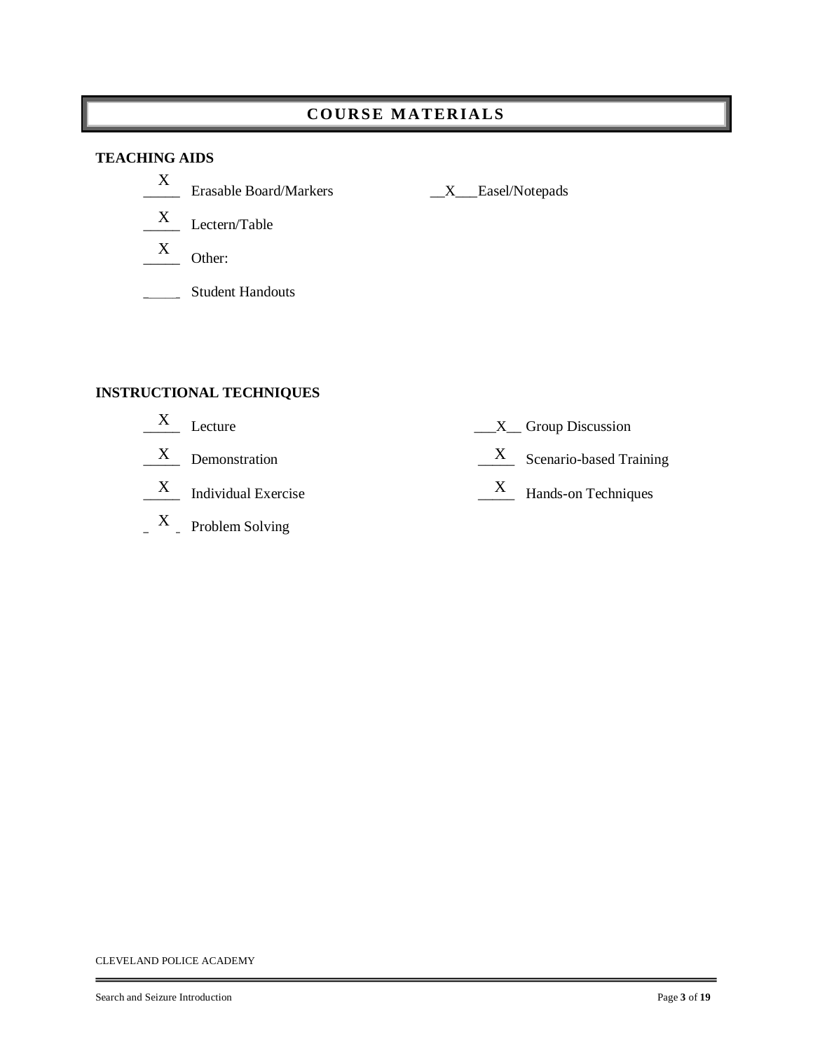# COURSE MATERIALS

**TEACHING AIDS**

\_\_X\_\_ Erasable Board/Markers

\_\_X\_\_ Easel/Notepads

\_\_X\_\_ Lectern/Table

\_\_X\_\_ Other:

\_\_\_\_\_ Student Handouts

**INSTRUCTIONAL TECHNIQUES**

\_\_X\_\_ Lecture

\_\_X\_\_ Group Discussion

\_\_X\_\_ Demonstration

\_\_X\_\_ Scenario-based Training

\_\_X\_\_ Individual Exercise

\_\_X\_\_ Hands-on Techniques

\_\_X\_\_ Problem Solving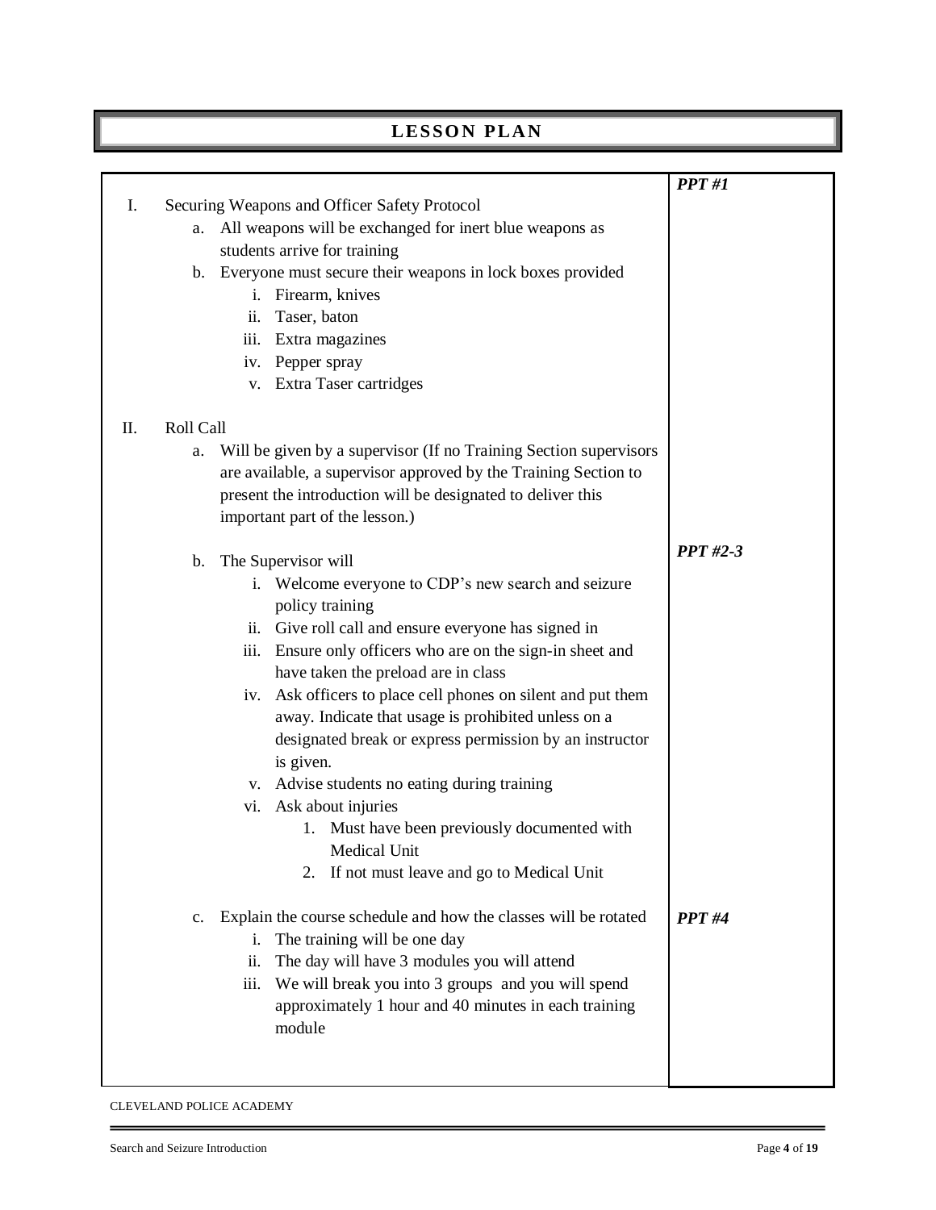# LESSON PLAN

***PPT #1***

I. Securing Weapons and Officer Safety Protocol
   a. All weapons will be exchanged for inert blue weapons as students arrive for training
   b. Everyone must secure their weapons in lock boxes provided
      i. Firearm, knives
      ii. Taser, baton
      iii. Extra magazines
      iv. Pepper spray
      v. Extra Taser cartridges

II. Roll Call
   a. Will be given by a supervisor (If no Training Section supervisors are available, a supervisor approved by the Training Section to present the introduction will be designated to deliver this important part of the lesson.)

***PPT #2-3***

   b. The Supervisor will
      i. Welcome everyone to CDP's new search and seizure policy training
      ii. Give roll call and ensure everyone has signed in
      iii. Ensure only officers who are on the sign-in sheet and have taken the preload are in class
      iv. Ask officers to place cell phones on silent and put them away. Indicate that usage is prohibited unless on a designated break or express permission by an instructor is given.
      v. Advise students no eating during training
      vi. Ask about injuries
         1. Must have been previously documented with Medical Unit
         2. If not must leave and go to Medical Unit

***PPT #4***

   c. Explain the course schedule and how the classes will be rotated
      i. The training will be one day
      ii. The day will have 3 modules you will attend
      iii. We will break you into 3 groups and you will spend approximately 1 hour and 40 minutes in each training module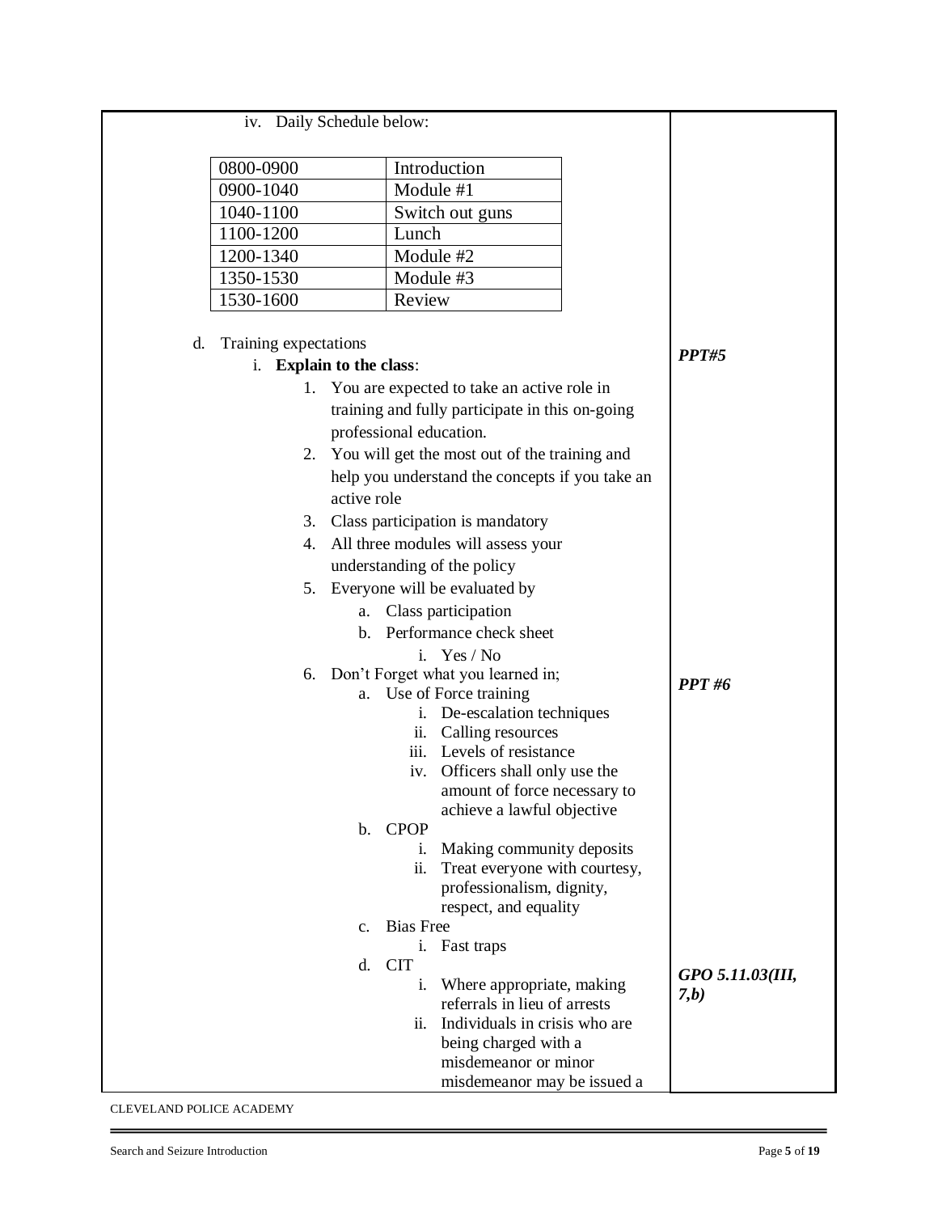iv. Daily Schedule below:

| 0800-0900 | Introduction |
|---|---|
| 0900-1040 | Module #1 |
| 1040-1100 | Switch out guns |
| 1100-1200 | Lunch |
| 1200-1340 | Module #2 |
| 1350-1530 | Module #3 |
| 1530-1600 | Review |

d. Training expectations

*PPT#5*

i. **Explain to the class**:

1. You are expected to take an active role in training and fully participate in this on-going professional education.
2. You will get the most out of the training and help you understand the concepts if you take an active role
3. Class participation is mandatory
4. All three modules will assess your understanding of the policy
5. Everyone will be evaluated by
   a. Class participation
   b. Performance check sheet
      i. Yes / No
6. Don't Forget what you learned in;

*PPT #6*

   a. Use of Force training
      i. De-escalation techniques
      ii. Calling resources
      iii. Levels of resistance
      iv. Officers shall only use the amount of force necessary to achieve a lawful objective
   b. CPOP
      i. Making community deposits
      ii. Treat everyone with courtesy, professionalism, dignity, respect, and equality
   c. Bias Free
      i. Fast traps
   d. CIT

*GPO 5.11.03(III, 7,b)*

      i. Where appropriate, making referrals in lieu of arrests
      ii. Individuals in crisis who are being charged with a misdemeanor or minor misdemeanor may be issued a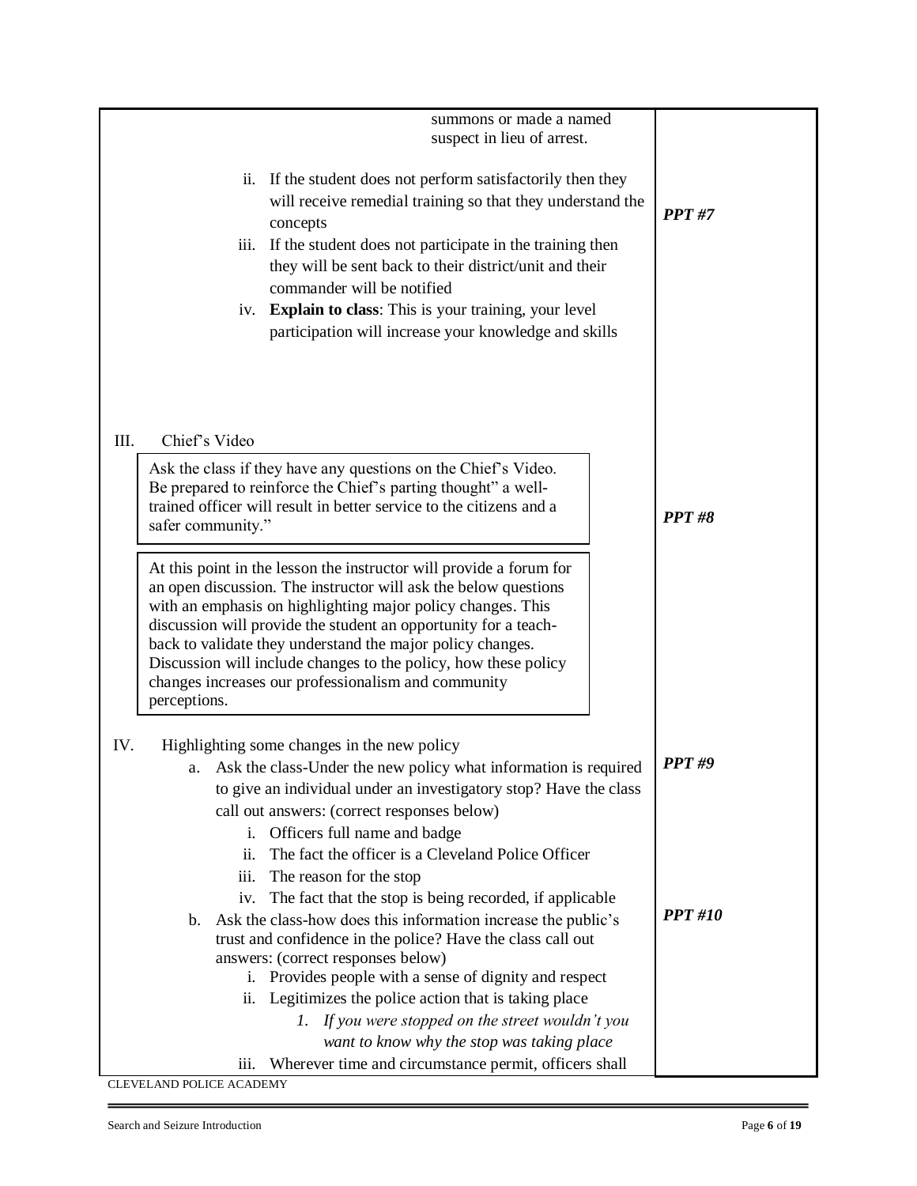summons or made a named suspect in lieu of arrest.

ii. If the student does not perform satisfactorily then they will receive remedial training so that they understand the concepts

***PPT #7***

iii. If the student does not participate in the training then they will be sent back to their district/unit and their commander will be notified

iv. **Explain to class**: This is your training, your level participation will increase your knowledge and skills

III. Chief's Video

> Ask the class if they have any questions on the Chief's Video. Be prepared to reinforce the Chief's parting thought" a well-trained officer will result in better service to the citizens and a safer community."

***PPT #8***

> At this point in the lesson the instructor will provide a forum for an open discussion. The instructor will ask the below questions with an emphasis on highlighting major policy changes. This discussion will provide the student an opportunity for a teach-back to validate they understand the major policy changes. Discussion will include changes to the policy, how these policy changes increases our professionalism and community perceptions.

IV. Highlighting some changes in the new policy

***PPT #9***

a. Ask the class-Under the new policy what information is required to give an individual under an investigatory stop? Have the class call out answers: (correct responses below)
   i. Officers full name and badge
   ii. The fact the officer is a Cleveland Police Officer
   iii. The reason for the stop
   iv. The fact that the stop is being recorded, if applicable

***PPT #10***

b. Ask the class-how does this information increase the public's trust and confidence in the police? Have the class call out answers: (correct responses below)
   i. Provides people with a sense of dignity and respect
   ii. Legitimizes the police action that is taking place
      1. *If you were stopped on the street wouldn't you want to know why the stop was taking place*
   iii. Wherever time and circumstance permit, officers shall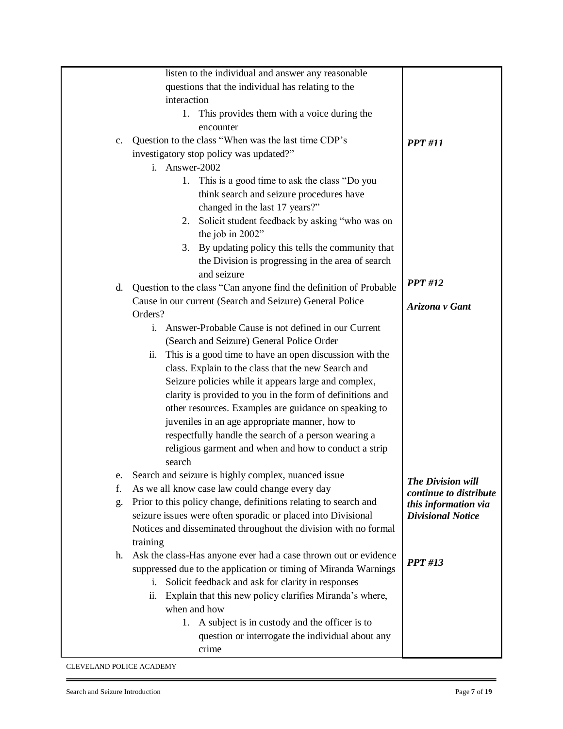| | |
|---|---|
| listen to the individual and answer any reasonable questions that the individual has relating to the interaction<br>1. This provides them with a voice during the encounter | |
| c. Question to the class "When was the last time CDP's investigatory stop policy was updated?"<br>i. Answer-2002<br>1. This is a good time to ask the class "Do you think search and seizure procedures have changed in the last 17 years?"<br>2. Solicit student feedback by asking "who was on the job in 2002"<br>3. By updating policy this tells the community that the Division is progressing in the area of search and seizure | ***PPT #11*** |
| d. Question to the class "Can anyone find the definition of Probable Cause in our current (Search and Seizure) General Police Orders?<br>i. Answer-Probable Cause is not defined in our Current (Search and Seizure) General Police Order<br>ii. This is a good time to have an open discussion with the class. Explain to the class that the new Search and Seizure policies while it appears large and complex, clarity is provided to you in the form of definitions and other resources. Examples are guidance on speaking to juveniles in an age appropriate manner, how to respectfully handle the search of a person wearing a religious garment and when and how to conduct a strip search | ***PPT #12***<br><br>***Arizona v Gant*** |
| e. Search and seizure is highly complex, nuanced issue<br>f. As we all know case law could change every day<br>g. Prior to this policy change, definitions relating to search and seizure issues were often sporadic or placed into Divisional Notices and disseminated throughout the division with no formal training | ***The Division will continue to distribute this information via Divisional Notice*** |
| h. Ask the class-Has anyone ever had a case thrown out or evidence suppressed due to the application or timing of Miranda Warnings<br>i. Solicit feedback and ask for clarity in responses<br>ii. Explain that this new policy clarifies Miranda's where, when and how<br>1. A subject is in custody and the officer is to question or interrogate the individual about any crime | ***PPT #13*** |

CLEVELAND POLICE ACADEMY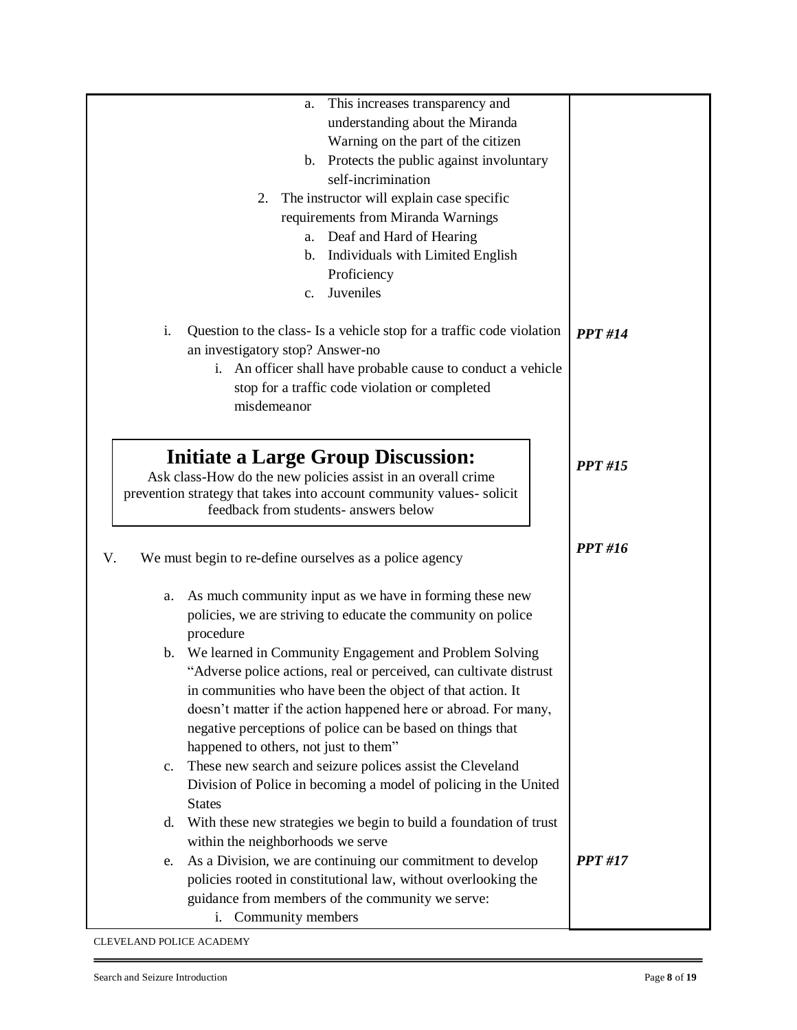| | |
|---|---|
| a. This increases transparency and understanding about the Miranda Warning on the part of the citizen<br>b. Protects the public against involuntary self-incrimination<br>2. The instructor will explain case specific requirements from Miranda Warnings<br>a. Deaf and Hard of Hearing<br>b. Individuals with Limited English Proficiency<br>c. Juveniles | |
| i. Question to the class- Is a vehicle stop for a traffic code violation an investigatory stop? Answer-no<br>i. An officer shall have probable cause to conduct a vehicle stop for a traffic code violation or completed misdemeanor | ***PPT #14*** |
| **Initiate a Large Group Discussion:**<br>Ask class-How do the new policies assist in an overall crime prevention strategy that takes into account community values- solicit feedback from students- answers below | ***PPT #15*** |
| V. We must begin to re-define ourselves as a police agency | ***PPT #16*** |
| a. As much community input as we have in forming these new policies, we are striving to educate the community on police procedure<br>b. We learned in Community Engagement and Problem Solving "Adverse police actions, real or perceived, can cultivate distrust in communities who have been the object of that action. It doesn't matter if the action happened here or abroad. For many, negative perceptions of police can be based on things that happened to others, not just to them"<br>c. These new search and seizure polices assist the Cleveland Division of Police in becoming a model of policing in the United States<br>d. With these new strategies we begin to build a foundation of trust within the neighborhoods we serve | |
| e. As a Division, we are continuing our commitment to develop policies rooted in constitutional law, without overlooking the guidance from members of the community we serve:<br>i. Community members | ***PPT #17*** |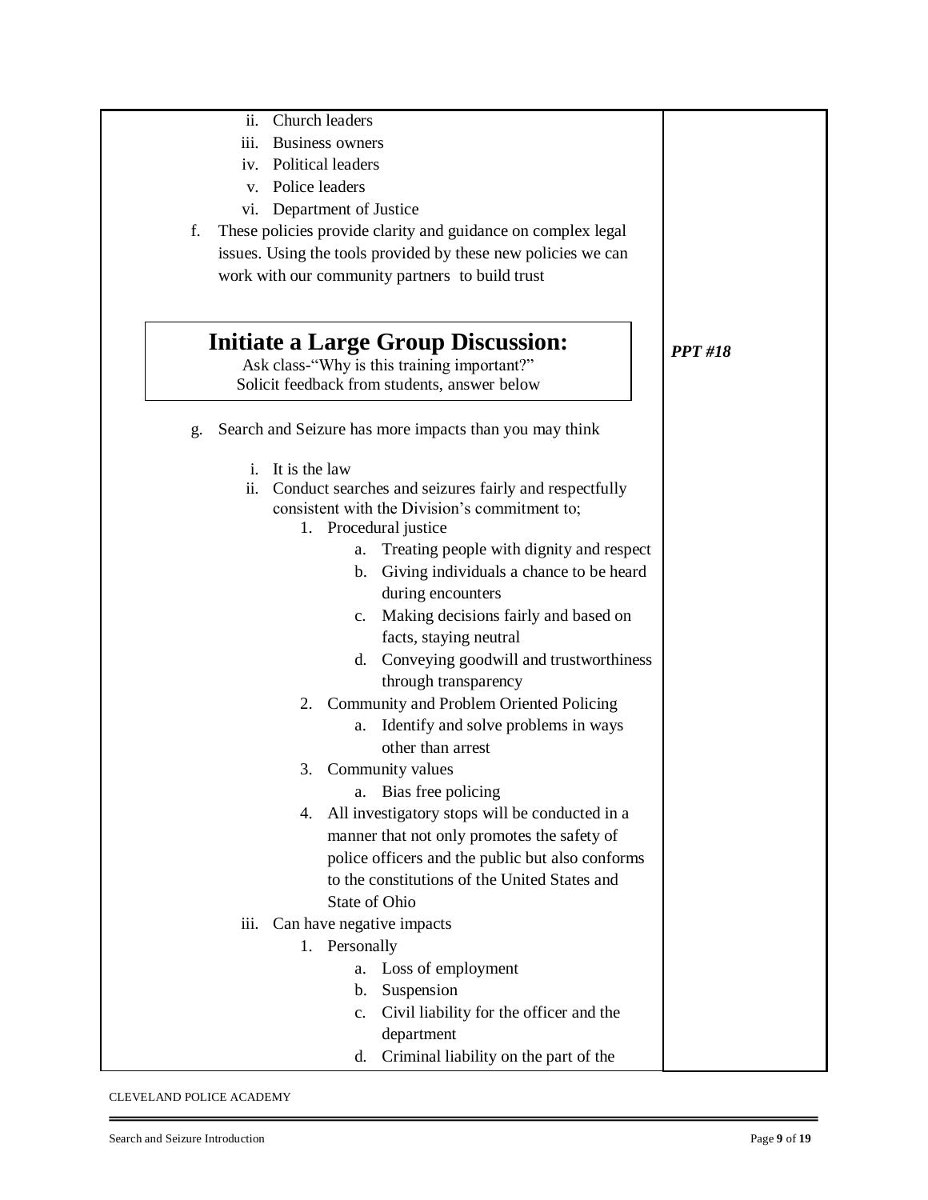ii. Church leaders
iii. Business owners
iv. Political leaders
v. Police leaders
vi. Department of Justice

f. These policies provide clarity and guidance on complex legal issues. Using the tools provided by these new policies we can work with our community partners to build trust

## Initiate a Large Group Discussion:

Ask class-"Why is this training important?"
Solicit feedback from students, answer below

***PPT #18***

g. Search and Seizure has more impacts than you may think

   i. It is the law
   ii. Conduct searches and seizures fairly and respectfully consistent with the Division's commitment to;
      1. Procedural justice
         a. Treating people with dignity and respect
         b. Giving individuals a chance to be heard during encounters
         c. Making decisions fairly and based on facts, staying neutral
         d. Conveying goodwill and trustworthiness through transparency
      2. Community and Problem Oriented Policing
         a. Identify and solve problems in ways other than arrest
      3. Community values
         a. Bias free policing
      4. All investigatory stops will be conducted in a manner that not only promotes the safety of police officers and the public but also conforms to the constitutions of the United States and State of Ohio
   iii. Can have negative impacts
      1. Personally
         a. Loss of employment
         b. Suspension
         c. Civil liability for the officer and the department
         d. Criminal liability on the part of the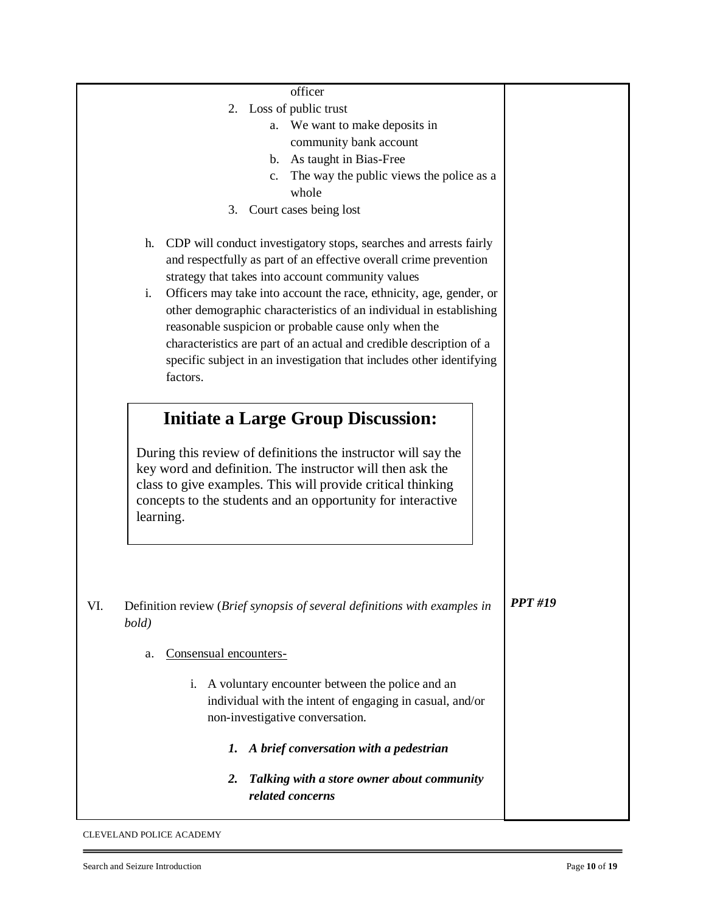officer

2. Loss of public trust
    a. We want to make deposits in community bank account
    b. As taught in Bias-Free
    c. The way the public views the police as a whole
3. Court cases being lost

h. CDP will conduct investigatory stops, searches and arrests fairly and respectfully as part of an effective overall crime prevention strategy that takes into account community values

i. Officers may take into account the race, ethnicity, age, gender, or other demographic characteristics of an individual in establishing reasonable suspicion or probable cause only when the characteristics are part of an actual and credible description of a specific subject in an investigation that includes other identifying factors.

## Initiate a Large Group Discussion:

During this review of definitions the instructor will say the key word and definition. The instructor will then ask the class to give examples. This will provide critical thinking concepts to the students and an opportunity for interactive learning.

VI. Definition review (*Brief synopsis of several definitions with examples in bold)* — ***PPT #19***

a. Consensual encounters-

i. A voluntary encounter between the police and an individual with the intent of engaging in casual, and/or non-investigative conversation.

***1. A brief conversation with a pedestrian***

***2. Talking with a store owner about community related concerns***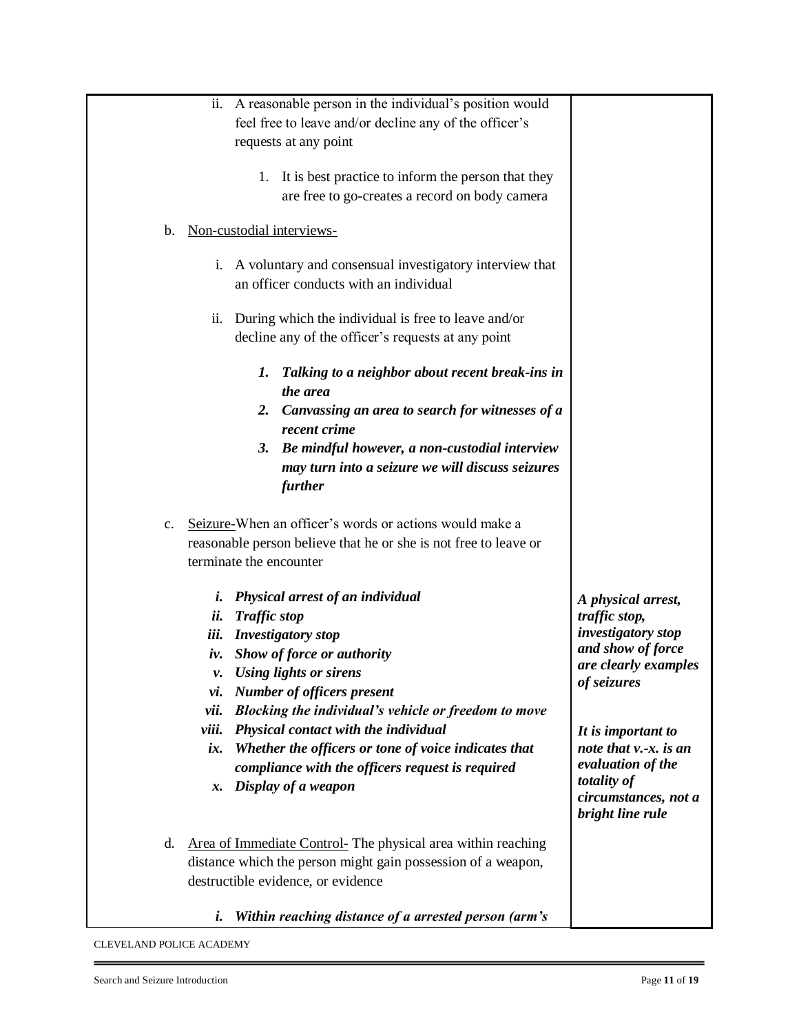ii. A reasonable person in the individual's position would feel free to leave and/or decline any of the officer's requests at any point

1. It is best practice to inform the person that they are free to go-creates a record on body camera

b. <u>Non-custodial interviews-</u>

i. A voluntary and consensual investigatory interview that an officer conducts with an individual

ii. During which the individual is free to leave and/or decline any of the officer's requests at any point

***1. Talking to a neighbor about recent break-ins in the area***

***2. Canvassing an area to search for witnesses of a recent crime***

***3. Be mindful however, a non-custodial interview may turn into a seizure we will discuss seizures further***

c. <u>Seizure-</u>When an officer's words or actions would make a reasonable person believe that he or she is not free to leave or terminate the encounter

***i. Physical arrest of an individual***

***ii. Traffic stop***

***iii. Investigatory stop***

***iv. Show of force or authority***

***v. Using lights or sirens***

***vi. Number of officers present***

***vii. Blocking the individual's vehicle or freedom to move***

***viii. Physical contact with the individual***

***ix. Whether the officers or tone of voice indicates that compliance with the officers request is required***

***x. Display of a weapon***

***A physical arrest, traffic stop, investigatory stop and show of force are clearly examples of seizures***

***It is important to note that v.-x. is an evaluation of the totality of circumstances, not a bright line rule***

d. <u>Area of Immediate Control-</u> The physical area within reaching distance which the person might gain possession of a weapon, destructible evidence, or evidence

***i. Within reaching distance of a arrested person (arm's***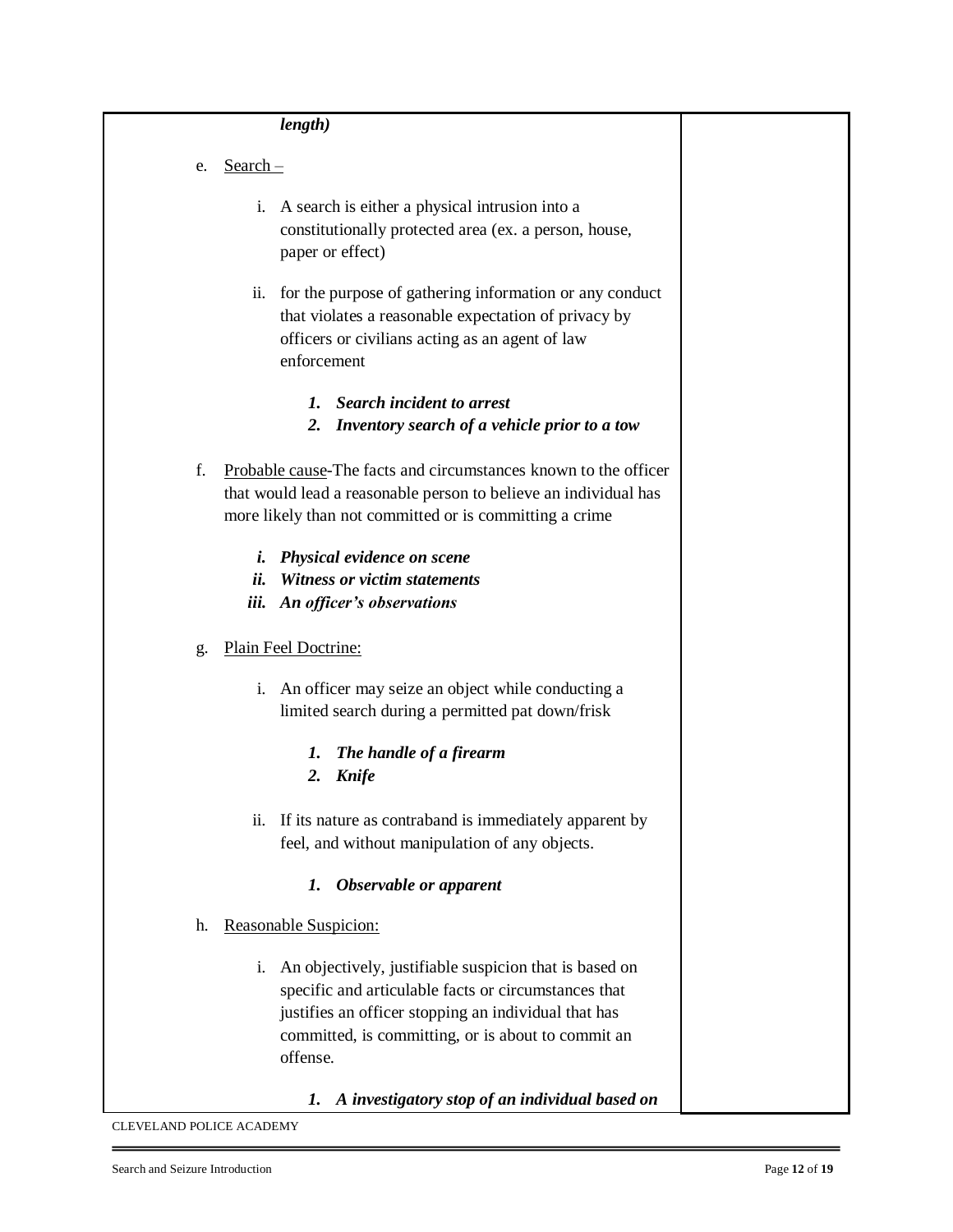***length)***

e. Search –

   i. A search is either a physical intrusion into a constitutionally protected area (ex. a person, house, paper or effect)

   ii. for the purpose of gathering information or any conduct that violates a reasonable expectation of privacy by officers or civilians acting as an agent of law enforcement

      ***1. Search incident to arrest***
      ***2. Inventory search of a vehicle prior to a tow***

f. Probable cause-The facts and circumstances known to the officer that would lead a reasonable person to believe an individual has more likely than not committed or is committing a crime

   ***i. Physical evidence on scene***
   ***ii. Witness or victim statements***
   ***iii. An officer's observations***

g. Plain Feel Doctrine:

   i. An officer may seize an object while conducting a limited search during a permitted pat down/frisk

      ***1. The handle of a firearm***
      ***2. Knife***

   ii. If its nature as contraband is immediately apparent by feel, and without manipulation of any objects.

      ***1. Observable or apparent***

h. Reasonable Suspicion:

   i. An objectively, justifiable suspicion that is based on specific and articulable facts or circumstances that justifies an officer stopping an individual that has committed, is committing, or is about to commit an offense.

      ***1. A investigatory stop of an individual based on***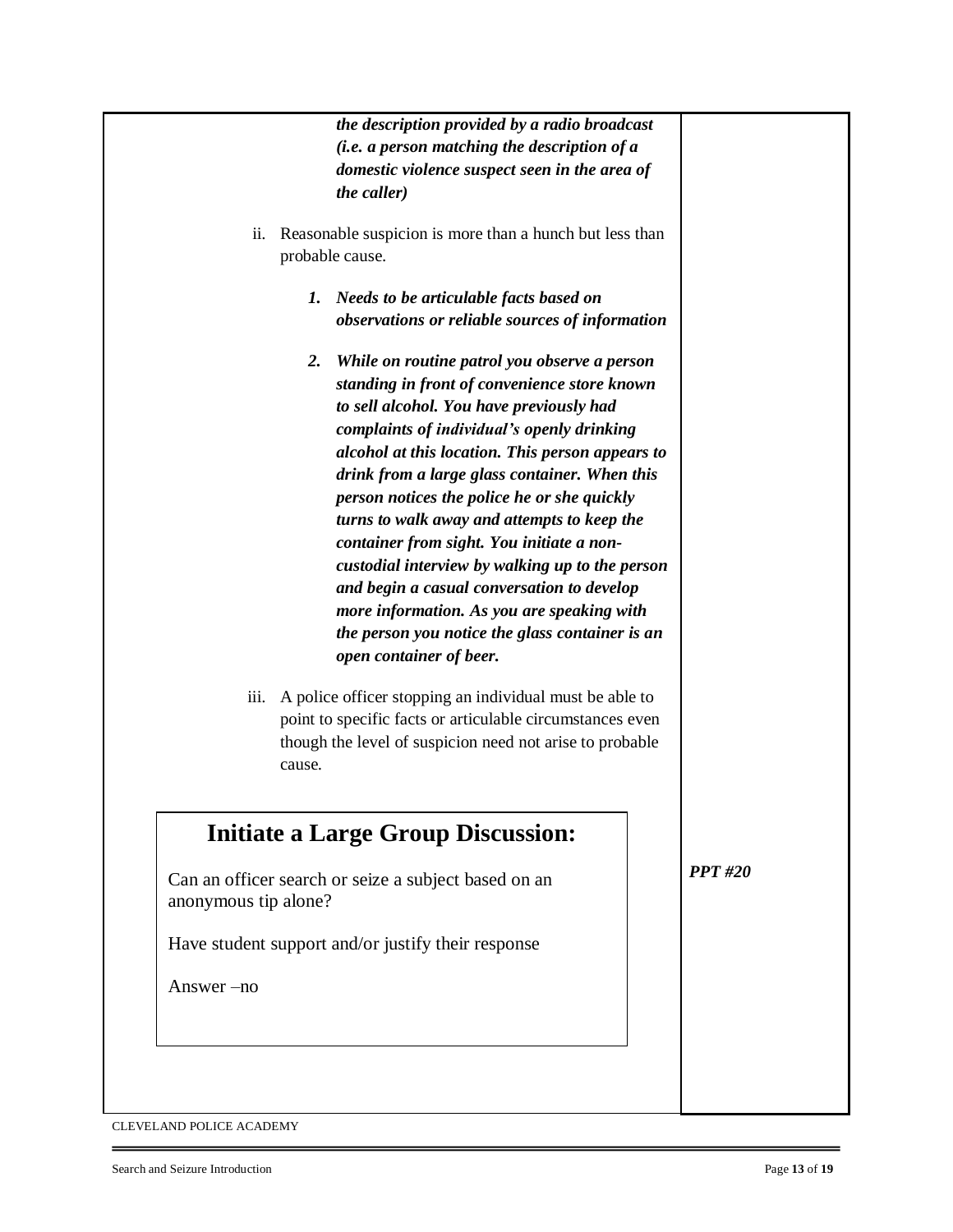***the description provided by a radio broadcast (i.e. a person matching the description of a domestic violence suspect seen in the area of the caller)***

ii. Reasonable suspicion is more than a hunch but less than probable cause.

   1. ***Needs to be articulable facts based on observations or reliable sources of information***

   2. ***While on routine patrol you observe a person standing in front of convenience store known to sell alcohol. You have previously had complaints of individual's openly drinking alcohol at this location. This person appears to drink from a large glass container. When this person notices the police he or she quickly turns to walk away and attempts to keep the container from sight. You initiate a non-custodial interview by walking up to the person and begin a casual conversation to develop more information. As you are speaking with the person you notice the glass container is an open container of beer.***

iii. A police officer stopping an individual must be able to point to specific facts or articulable circumstances even though the level of suspicion need not arise to probable cause.

## Initiate a Large Group Discussion:

Can an officer search or seize a subject based on an anonymous tip alone?

Have student support and/or justify their response

Answer –no

***PPT #20***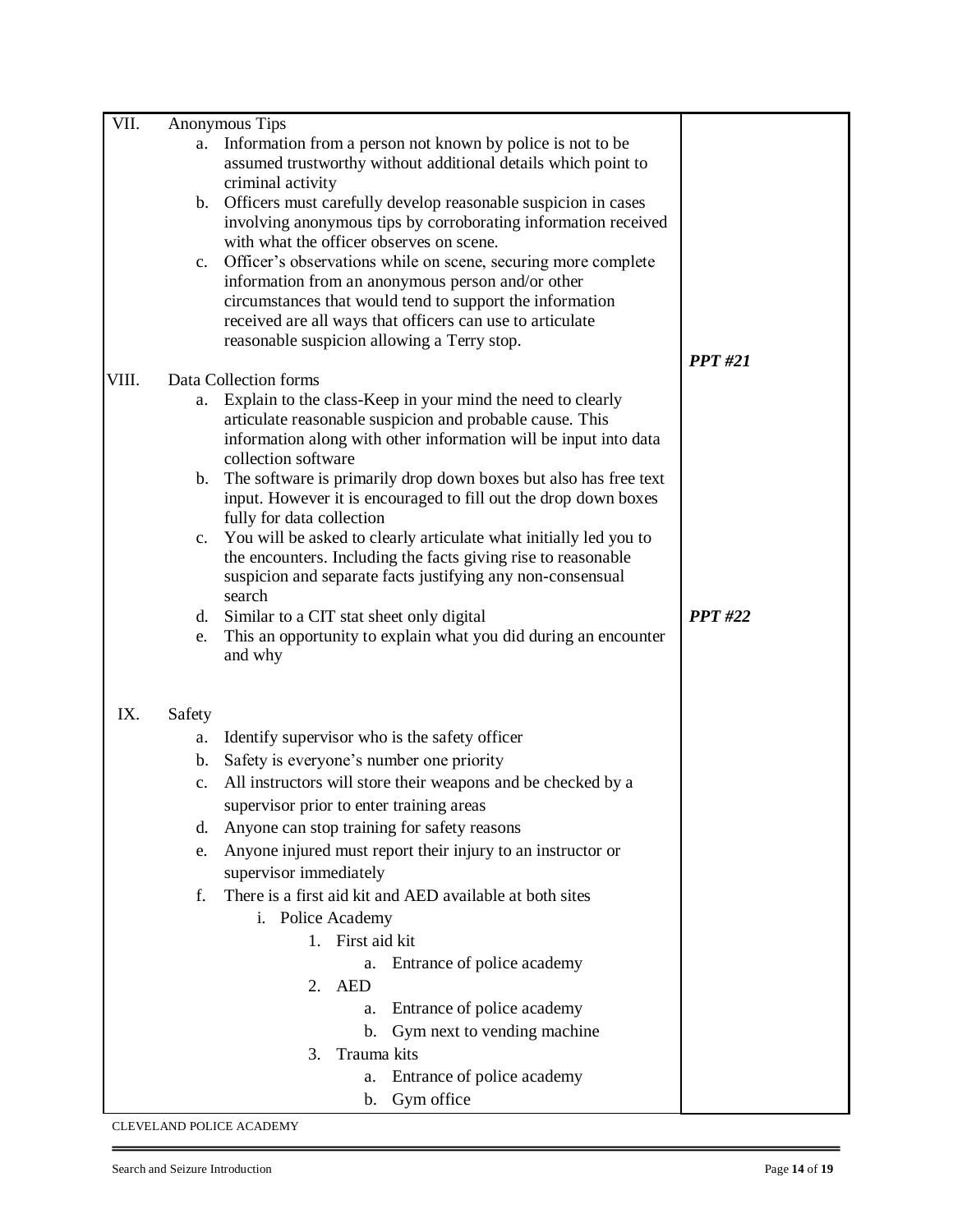VII. Anonymous Tips

a. Information from a person not known by police is not to be assumed trustworthy without additional details which point to criminal activity
b. Officers must carefully develop reasonable suspicion in cases involving anonymous tips by corroborating information received with what the officer observes on scene.
c. Officer's observations while on scene, securing more complete information from an anonymous person and/or other circumstances that would tend to support the information received are all ways that officers can use to articulate reasonable suspicion allowing a Terry stop.

***PPT #21***

VIII. Data Collection forms

a. Explain to the class-Keep in your mind the need to clearly articulate reasonable suspicion and probable cause. This information along with other information will be input into data collection software
b. The software is primarily drop down boxes but also has free text input. However it is encouraged to fill out the drop down boxes fully for data collection
c. You will be asked to clearly articulate what initially led you to the encounters. Including the facts giving rise to reasonable suspicion and separate facts justifying any non-consensual search
d. Similar to a CIT stat sheet only digital ***PPT #22***
e. This an opportunity to explain what you did during an encounter and why

IX. Safety

a. Identify supervisor who is the safety officer
b. Safety is everyone's number one priority
c. All instructors will store their weapons and be checked by a supervisor prior to enter training areas
d. Anyone can stop training for safety reasons
e. Anyone injured must report their injury to an instructor or supervisor immediately
f. There is a first aid kit and AED available at both sites
    i. Police Academy
        1. First aid kit
            a. Entrance of police academy
        2. AED
            a. Entrance of police academy
            b. Gym next to vending machine
        3. Trauma kits
            a. Entrance of police academy
            b. Gym office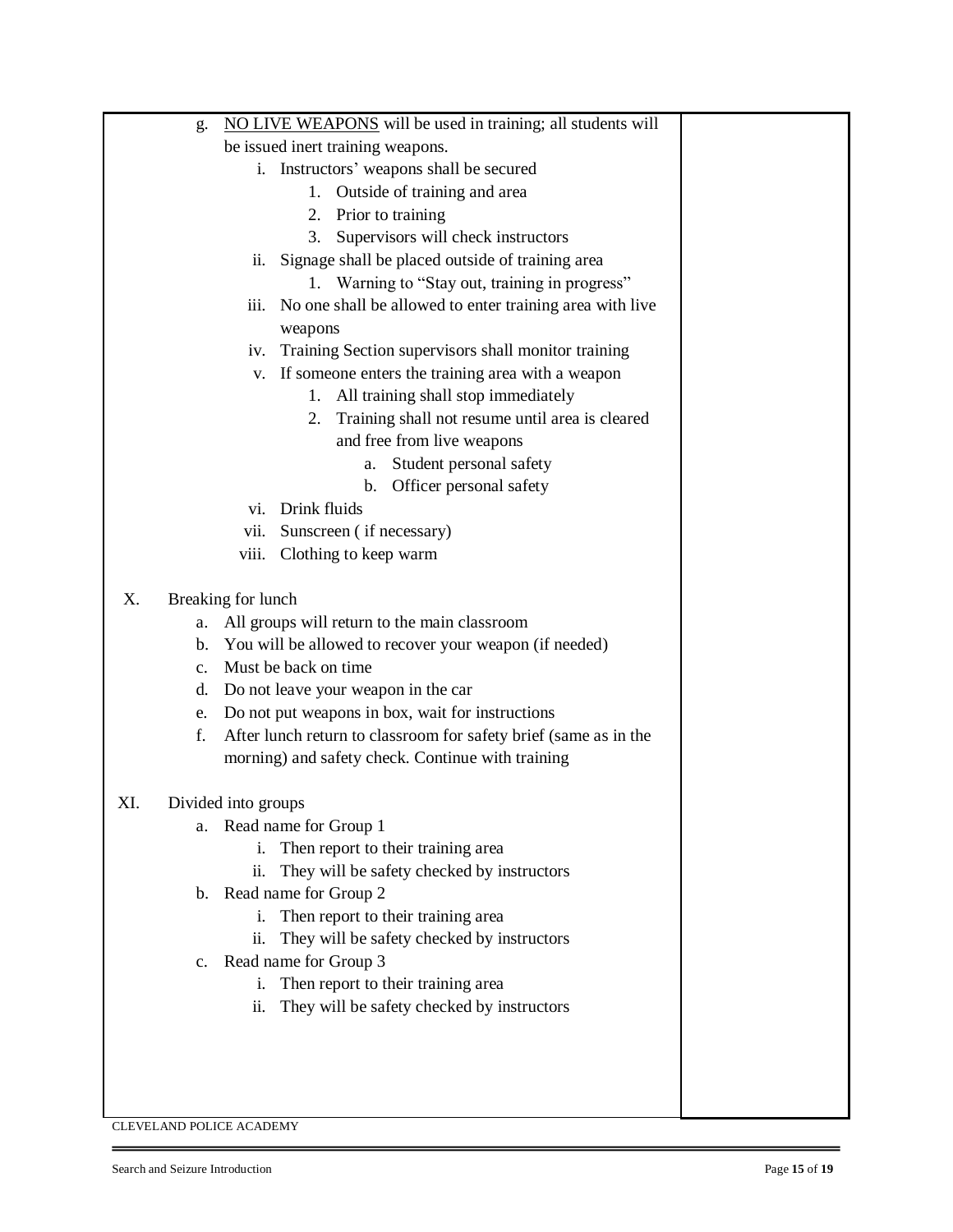g. <u>NO LIVE WEAPONS</u> will be used in training; all students will be issued inert training weapons.
   - i. Instructors' weapons shall be secured
     1. Outside of training and area
     2. Prior to training
     3. Supervisors will check instructors
   - ii. Signage shall be placed outside of training area
     1. Warning to "Stay out, training in progress"
   - iii. No one shall be allowed to enter training area with live weapons
   - iv. Training Section supervisors shall monitor training
   - v. If someone enters the training area with a weapon
     1. All training shall stop immediately
     2. Training shall not resume until area is cleared and free from live weapons
        - a. Student personal safety
        - b. Officer personal safety
   - vi. Drink fluids
   - vii. Sunscreen ( if necessary)
   - viii. Clothing to keep warm

X. Breaking for lunch
   - a. All groups will return to the main classroom
   - b. You will be allowed to recover your weapon (if needed)
   - c. Must be back on time
   - d. Do not leave your weapon in the car
   - e. Do not put weapons in box, wait for instructions
   - f. After lunch return to classroom for safety brief (same as in the morning) and safety check. Continue with training

XI. Divided into groups
   - a. Read name for Group 1
     - i. Then report to their training area
     - ii. They will be safety checked by instructors
   - b. Read name for Group 2
     - i. Then report to their training area
     - ii. They will be safety checked by instructors
   - c. Read name for Group 3
     - i. Then report to their training area
     - ii. They will be safety checked by instructors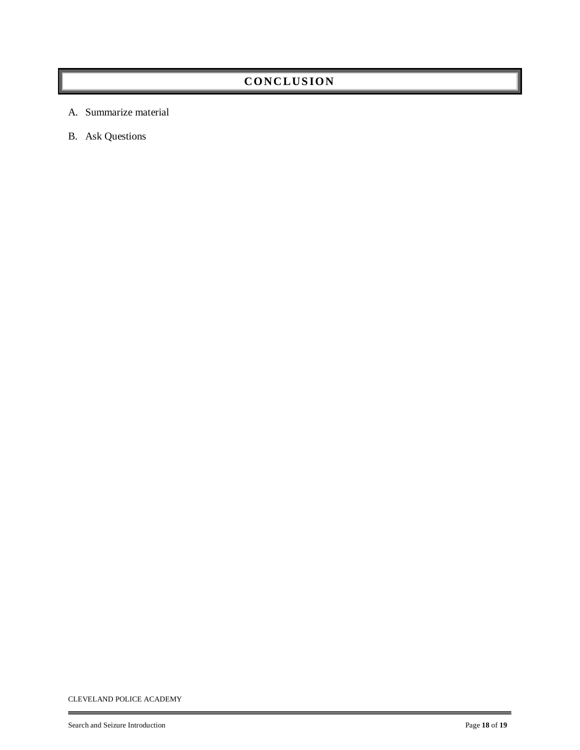## CONCLUSION

A. Summarize material

B. Ask Questions